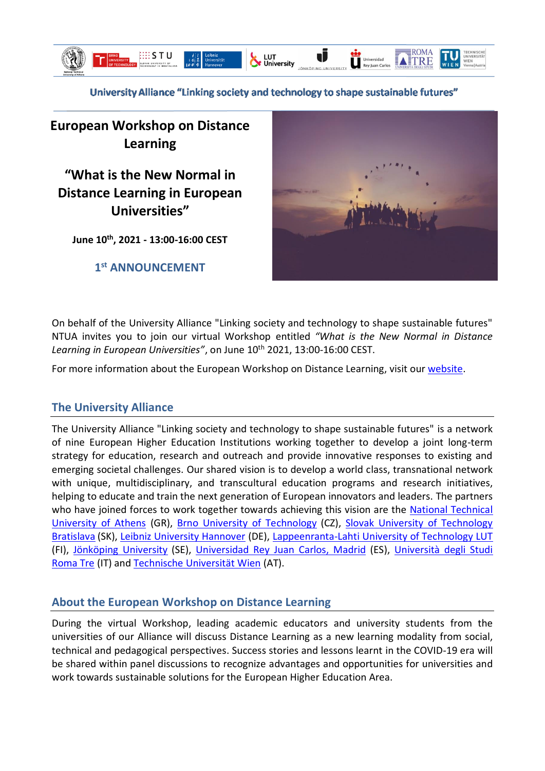University Alliance "Linking society and technology to shape sustainable futures"

# European Workshop on Distance Learning

## "What is the New Normal in Distance Learning in European Universities"

**June 10th, 2021 - 13:00-16:00 CEST**

**1st ANNOUNCEMENT**

On behalf of the University Alliance "Linking society and technology to shape sustainable futures" NTUA invites you to join our virtual Workshop entitled *"What is the New Normal in Distance Learning in European Universities"*, on June 10th 2021, 13:00-16:00 CEST.

For more information about the European Workshop on Distance Learning, visit our website.

## The University Alliance

The University Alliance "Linking society and technology to shape sustainable futures" is a network of nine European Higher Education Institutions working together to develop a joint long-term strategy for education, research and outreach and provide innovative responses to existing and emerging societal challenges. Our shared vision is to develop a world class, transnational network with unique, multidisciplinary, and transcultural education programs and research initiatives, helping to educate and train the next generation of European innovators and leaders. The partners who have joined forces to work together towards achieving this vision are the National Technical University of Athens (GR), Brno University of Technology (CZ), Slovak University of Technology Bratislava (SK), Leibniz University Hannover (DE), Lappeenranta-Lahti University of Technology LUT (FI), Jönköping University (SE), Universidad Rey Juan Carlos, Madrid (ES), Università degli Studi Roma Tre (IT) and Technische Universität Wien (AT).

## About the European Workshop on Distance Learning

During the virtual Workshop, leading academic educators and university students from the universities of our Alliance will discuss Distance Learning as a new learning modality from social, technical and pedagogical perspectives. Success stories and lessons learnt in the COVID-19 era will be shared within panel discussions to recognize advantages and opportunities for universities and work towards sustainable solutions for the European Higher Education Area.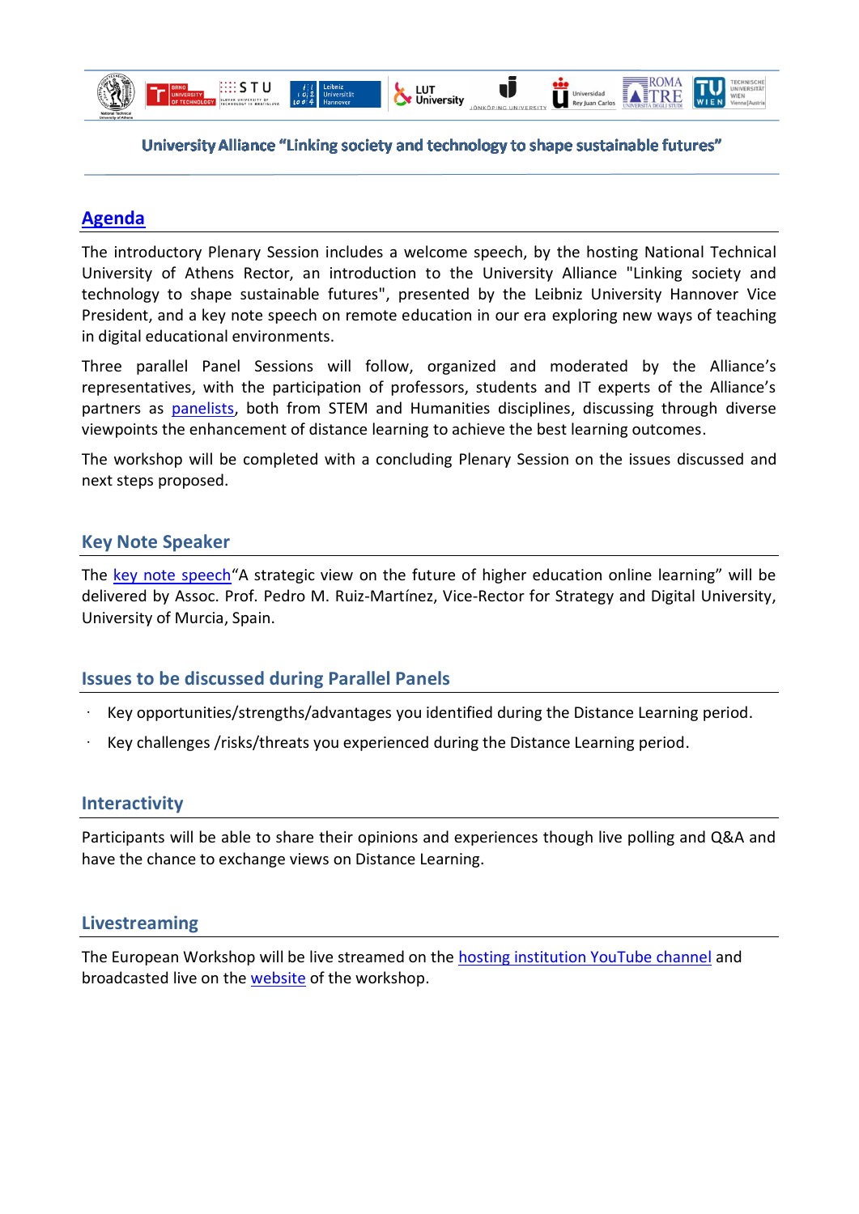University Alliance "Linking society and technology to shape sustainable futures"

## Agenda

The introductory Plenary Session includes a welcome speech, by the hosting National Technical University of Athens Rector, an introduction to the University Alliance "Linking society and technology to shape sustainable futures", presented by the Leibniz University Hannover Vice President, and a key note speech on remote education in our era exploring new ways of teaching in digital educational environments.

Three parallel Panel Sessions will follow, organized and moderated by the Alliance's representatives, with the participation of professors, students and IT experts of the Alliance's partners as panelists, both from STEM and Humanities disciplines, discussing through diverse viewpoints the enhancement of distance learning to achieve the best learning outcomes.

The workshop will be completed with a concluding Plenary Session on the issues discussed and next steps proposed.

## Key Note Speaker

The key note speech"A strategic view on the future of higher education online learning" will be delivered by Assoc. Prof. Pedro M. Ruiz-Martínez, Vice-Rector for Strategy and Digital University, University of Murcia, Spain.

## Issues to be discussed during Parallel Panels

- Key opportunities/strengths/advantages you identified during the Distance Learning period.
- Key challenges /risks/threats you experienced during the Distance Learning period.

## Interactivity

Participants will be able to share their opinions and experiences though live polling and Q&A and have the chance to exchange views on Distance Learning.

## Livestreaming

The European Workshop will be live streamed on the hosting institution YouTube channel and broadcasted live on the website of the workshop.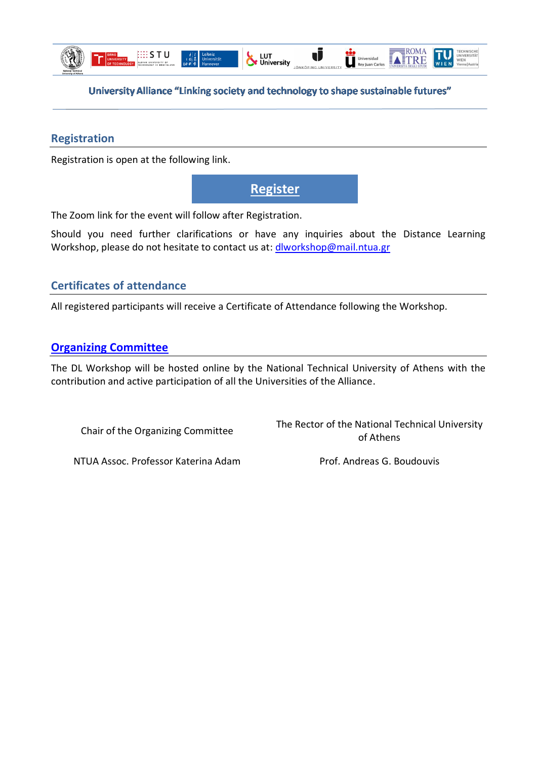University Alliance "Linking society and technology to shape sustainable futures"

## Registration

Registration is open at the following link.

**Register**

The Zoom link for the event will follow after Registration.

Should you need further clarifications or have any inquiries about the Distance Learning Workshop, please do not hesitate to contact us at: dlworkshop@mail.ntua.gr

## Certificates of attendance

All registered participants will receive a Certificate of Attendance following the Workshop.

## Organizing Committee

The DL Workshop will be hosted online by the National Technical University of Athens with the contribution and active participation of all the Universities of the Alliance.

| | |
|---|---|
| Chair of the Organizing Committee | The Rector of the National Technical University of Athens |
| NTUA Assoc. Professor Katerina Adam | Prof. Andreas G. Boudouvis |